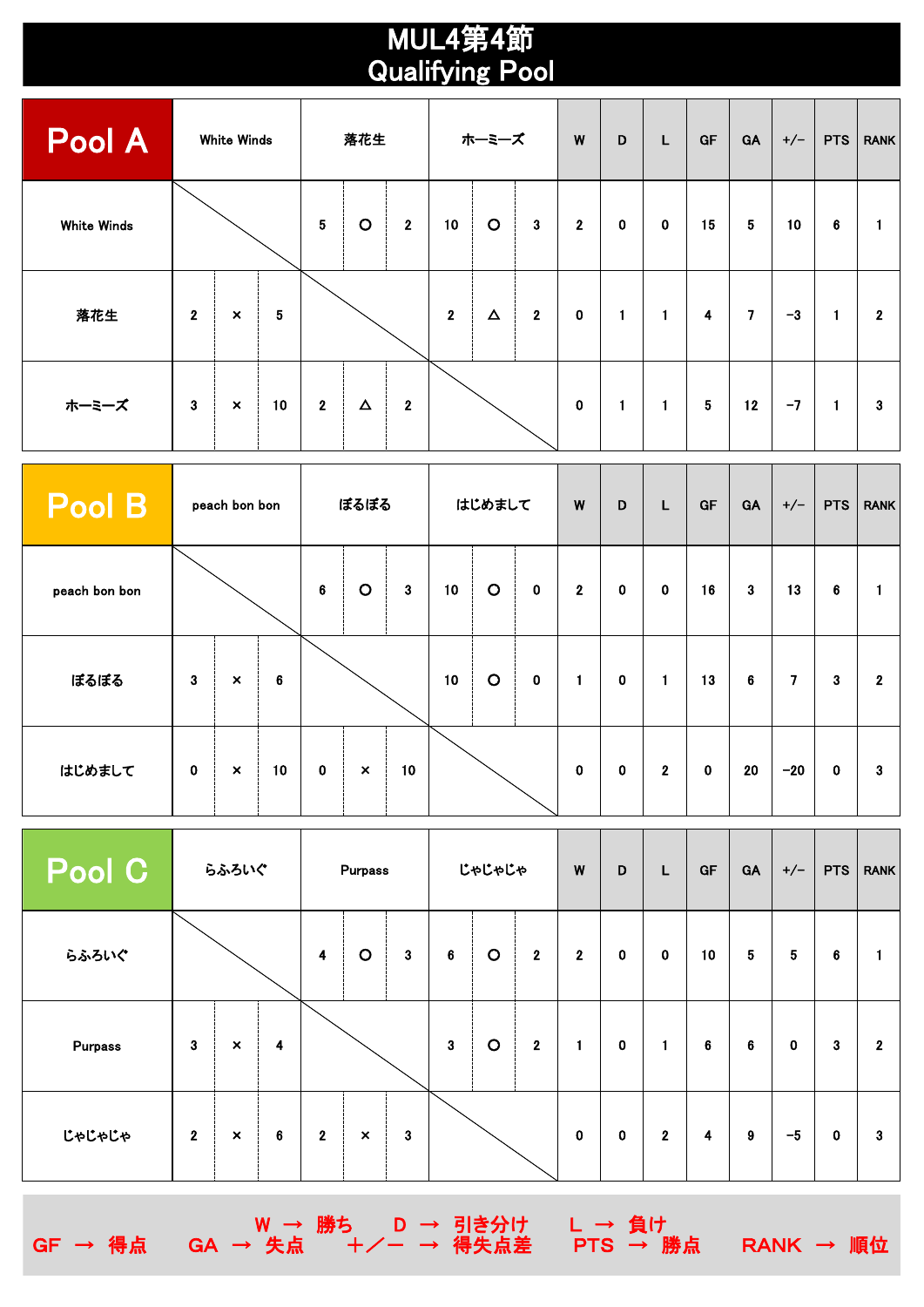# MUL4第4節
# Qualifying Pool

| Pool A | White Winds | | | 落花生 | | | ホーミーズ | | | W | D | L | GF | GA | +/− | PTS | RANK |
|---|---|---|---|---|---|---|---|---|---|---|---|---|---|---|---|---|---|
| White Winds | | | | 5 | ○ | 2 | 10 | ○ | 3 | 2 | 0 | 0 | 15 | 5 | 10 | 6 | 1 |
| 落花生 | 2 | × | 5 | | | | 2 | △ | 2 | 0 | 1 | 1 | 4 | 7 | −3 | 1 | 2 |
| ホーミーズ | 3 | × | 10 | 2 | △ | 2 | | | | 0 | 1 | 1 | 5 | 12 | −7 | 1 | 3 |

| Pool B | peach bon bon | | | ぽるぽる | | | はじめまして | | | W | D | L | GF | GA | +/− | PTS | RANK |
|---|---|---|---|---|---|---|---|---|---|---|---|---|---|---|---|---|---|
| peach bon bon | | | | 6 | ○ | 3 | 10 | ○ | 0 | 2 | 0 | 0 | 16 | 3 | 13 | 6 | 1 |
| ぽるぽる | 3 | × | 6 | | | | 10 | ○ | 0 | 1 | 0 | 1 | 13 | 6 | 7 | 3 | 2 |
| はじめまして | 0 | × | 10 | 0 | × | 10 | | | | 0 | 0 | 2 | 0 | 20 | −20 | 0 | 3 |

| Pool C | らふろいぐ | | | Purpass | | | じゃじゃじゃ | | | W | D | L | GF | GA | +/− | PTS | RANK |
|---|---|---|---|---|---|---|---|---|---|---|---|---|---|---|---|---|---|
| らふろいぐ | | | | 4 | ○ | 3 | 6 | ○ | 2 | 2 | 0 | 0 | 10 | 5 | 5 | 6 | 1 |
| Purpass | 3 | × | 4 | | | | 3 | ○ | 2 | 1 | 0 | 1 | 6 | 6 | 0 | 3 | 2 |
| じゃじゃじゃ | 2 | × | 6 | 2 | × | 3 | | | | 0 | 0 | 2 | 4 | 9 | −5 | 0 | 3 |

W → 勝ち　D → 引き分け　L → 負け
GF → 得点　GA → 失点　＋／－ → 得失点差　PTS → 勝点　RANK → 順位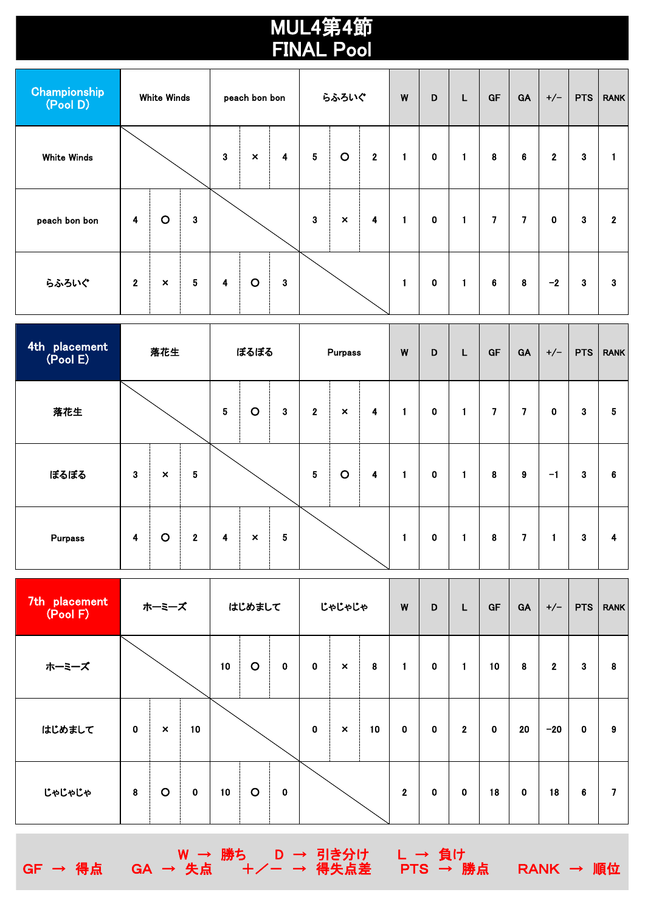# MUL4第4節
# FINAL Pool

| Championship (Pool D) | White Winds | | | peach bon bon | | | らふろいぐ | | | W | D | L | GF | GA | +/− | PTS | RANK |
|---|---|---|---|---|---|---|---|---|---|---|---|---|---|---|---|---|---|
| White Winds | | | | 3 | × | 4 | 5 | ○ | 2 | 1 | 0 | 1 | 8 | 6 | 2 | 3 | 1 |
| peach bon bon | 4 | ○ | 3 | | | | 3 | × | 4 | 1 | 0 | 1 | 7 | 7 | 0 | 3 | 2 |
| らふろいぐ | 2 | × | 5 | 4 | ○ | 3 | | | | 1 | 0 | 1 | 6 | 8 | −2 | 3 | 3 |

| 4th placement (Pool E) | 落花生 | | | ぽるぽる | | | Purpass | | | W | D | L | GF | GA | +/− | PTS | RANK |
|---|---|---|---|---|---|---|---|---|---|---|---|---|---|---|---|---|---|
| 落花生 | | | | 5 | ○ | 3 | 2 | × | 4 | 1 | 0 | 1 | 7 | 7 | 0 | 3 | 5 |
| ぽるぽる | 3 | × | 5 | | | | 5 | ○ | 4 | 1 | 0 | 1 | 8 | 9 | −1 | 3 | 6 |
| Purpass | 4 | ○ | 2 | 4 | × | 5 | | | | 1 | 0 | 1 | 8 | 7 | 1 | 3 | 4 |

| 7th placement (Pool F) | ホーミーズ | | | はじめまして | | | じゃじゃじゃ | | | W | D | L | GF | GA | +/− | PTS | RANK |
|---|---|---|---|---|---|---|---|---|---|---|---|---|---|---|---|---|---|
| ホーミーズ | | | | 10 | ○ | 0 | 0 | × | 8 | 1 | 0 | 1 | 10 | 8 | 2 | 3 | 8 |
| はじめまして | 0 | × | 10 | | | | 0 | × | 10 | 0 | 0 | 2 | 0 | 20 | −20 | 0 | 9 |
| じゃじゃじゃ | 8 | ○ | 0 | 10 | ○ | 0 | | | | 2 | 0 | 0 | 18 | 0 | 18 | 6 | 7 |

W → 勝ち　D → 引き分け　L → 負け
GF → 得点　GA → 失点　＋／− → 得失点差　PTS → 勝点　RANK → 順位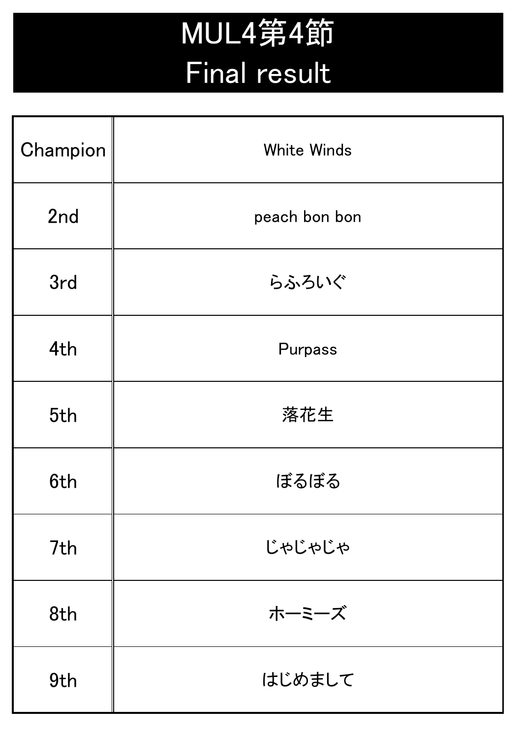# MUL4第4節
# Final result

| | |
|---|---|
| Champion | White Winds |
| 2nd | peach bon bon |
| 3rd | らふろいぐ |
| 4th | Purpass |
| 5th | 落花生 |
| 6th | ぼるぼる |
| 7th | じゃじゃじゃ |
| 8th | ホーミーズ |
| 9th | はじめまして |